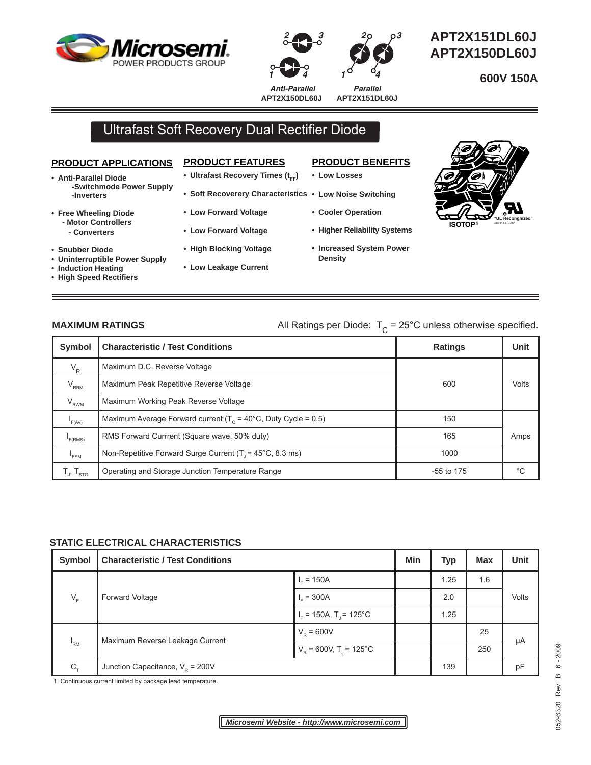# APT2X151DL60J
# APT2X150DL60J

**600V 150A**

*Anti-Parallel* APT2X150DL60J

*Parallel* APT2X151DL60J

## Ultrafast Soft Recovery Dual Rectifier Diode

**PRODUCT APPLICATIONS**

- Anti-Parallel Diode
  - -Switchmode Power Supply
  - -Inverters
- Free Wheeling Diode
  - Motor Controllers
  - Converters
- Snubber Diode
- Uninterruptible Power Supply
- Induction Heating
- High Speed Rectifiers

**PRODUCT FEATURES**

- Ultrafast Recovery Times ($t_{rr}$)
- Soft Recoverery Characteristics
- Low Forward Voltage
- Low Forward Voltage
- High Blocking Voltage
- Low Leakage Current

**PRODUCT BENEFITS**

- Low Losses
- Low Noise Switching
- Cooler Operation
- Higher Reliability Systems
- Increased System Power Density

ISOTOP® "UL Recongnized" file # 145592

### MAXIMUM RATINGS

All Ratings per Diode: $T_C$ = 25°C unless otherwise specified.

| Symbol | Characteristic / Test Conditions | Ratings | Unit |
|---|---|---|---|
| $V_R$ | Maximum D.C. Reverse Voltage | 600 | Volts |
| $V_{RRM}$ | Maximum Peak Repetitive Reverse Voltage | | |
| $V_{RWM}$ | Maximum Working Peak Reverse Voltage | | |
| $I_{F(AV)}$ | Maximum Average Forward current ($T_C$ = 40°C, Duty Cycle = 0.5) | 150 | Amps |
| $I_{F(RMS)}$ | RMS Forward Currrent (Square wave, 50% duty) | 165 | |
| $I_{FSM}$ | Non-Repetitive Forward Surge Current ($T_J$ = 45°C, 8.3 ms) | 1000 | |
| $T_J$, $T_{STG}$ | Operating and Storage Junction Temperature Range | -55 to 175 | °C |

### STATIC ELECTRICAL CHARACTERISTICS

| Symbol | Characteristic / Test Conditions | | Min | Typ | Max | Unit |
|---|---|---|---|---|---|---|
| $V_F$ | Forward Voltage | $I_F$ = 150A | | 1.25 | 1.6 | Volts |
| | | $I_F$ = 300A | | 2.0 | | |
| | | $I_F$ = 150A, $T_J$ = 125°C | | 1.25 | | |
| $I_{RM}$ | Maximum Reverse Leakage Current | $V_R$ = 600V | | | 25 | μA |
| | | $V_R$ = 600V, $T_J$ = 125°C | | | 250 | |
| $C_T$ | Junction Capacitance, $V_R$ = 200V | | | 139 | | pF |

1 Continuous current limited by package lead temperature.

*Microsemi Website - http://www.microsemi.com*

052-6320 Rev B 6 - 2009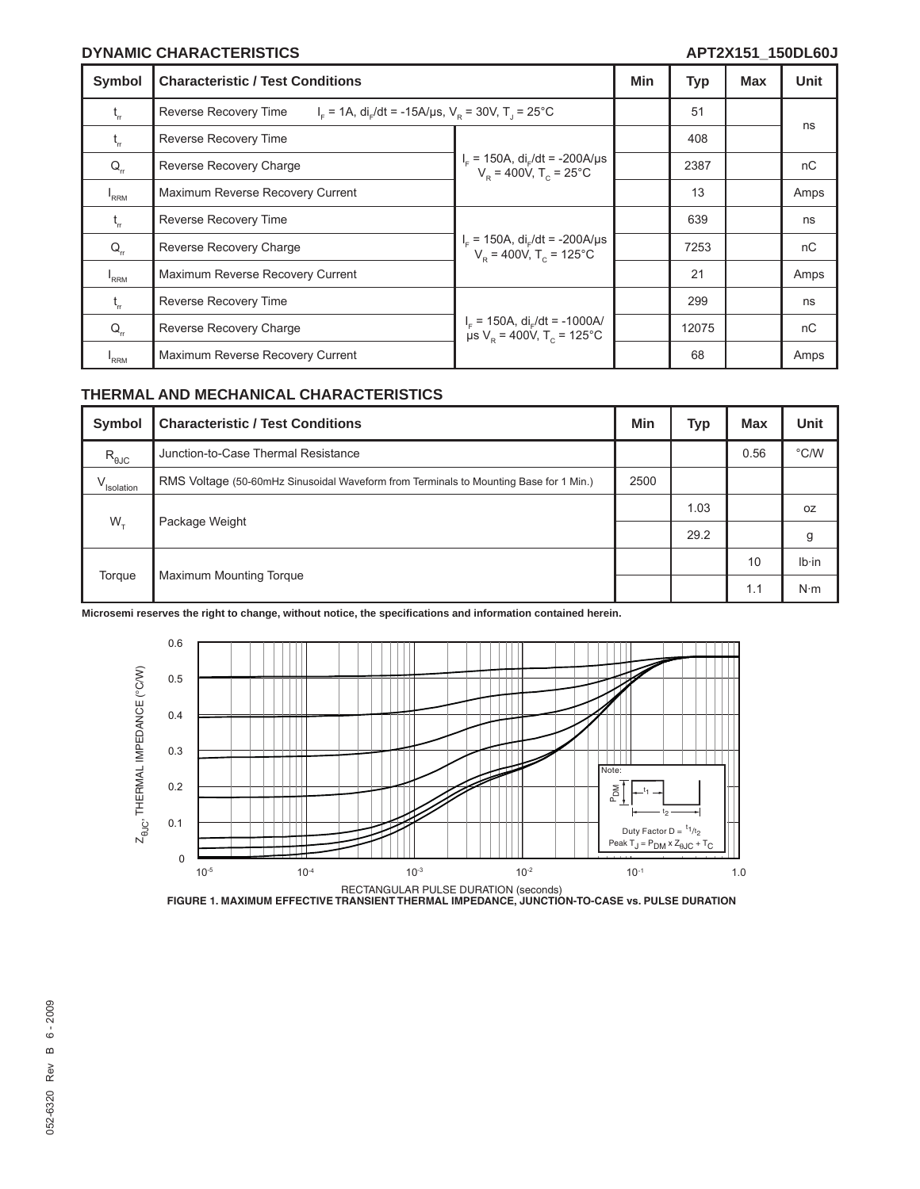## DYNAMIC CHARACTERISTICS

| Symbol | Characteristic / Test Conditions | | Min | Typ | Max | Unit |
|---|---|---|---|---|---|---|
| $t_{rr}$ | Reverse Recovery Time | $I_F$ = 1A, $di_F/dt$ = -15A/µs, $V_R$ = 30V, $T_J$ = 25°C | | 51 | | ns |
| $t_{rr}$ | Reverse Recovery Time | $I_F$ = 150A, $di_F/dt$ = -200A/µs $V_R$ = 400V, $T_C$ = 25°C | | 408 | | ns |
| $Q_{rr}$ | Reverse Recovery Charge | | | 2387 | | nC |
| $I_{RRM}$ | Maximum Reverse Recovery Current | | | 13 | | Amps |
| $t_{rr}$ | Reverse Recovery Time | $I_F$ = 150A, $di_F/dt$ = -200A/µs $V_R$ = 400V, $T_C$ = 125°C | | 639 | | ns |
| $Q_{rr}$ | Reverse Recovery Charge | | | 7253 | | nC |
| $I_{RRM}$ | Maximum Reverse Recovery Current | | | 21 | | Amps |
| $t_{rr}$ | Reverse Recovery Time | $I_F$ = 150A, $di_F/dt$ = -1000A/µs $V_R$ = 400V, $T_C$ = 125°C | | 299 | | ns |
| $Q_{rr}$ | Reverse Recovery Charge | | | 12075 | | nC |
| $I_{RRM}$ | Maximum Reverse Recovery Current | | | 68 | | Amps |

## THERMAL AND MECHANICAL CHARACTERISTICS

| Symbol | Characteristic / Test Conditions | Min | Typ | Max | Unit |
|---|---|---|---|---|---|
| $R_{\theta JC}$ | Junction-to-Case Thermal Resistance | | | 0.56 | °C/W |
| $V_{Isolation}$ | RMS Voltage (50-60mHz Sinusoidal Waveform from Terminals to Mounting Base for 1 Min.) | 2500 | | | |
| $W_T$ | Package Weight | | 1.03 | | oz |
| | | | 29.2 | | g |
| Torque | Maximum Mounting Torque | | | 10 | lb·in |
| | | | | 1.1 | N·m |

**Microsemi reserves the right to change, without notice, the specifications and information contained herein.**

**FIGURE 1. MAXIMUM EFFECTIVE TRANSIENT THERMAL IMPEDANCE, JUNCTION-TO-CASE vs. PULSE DURATION**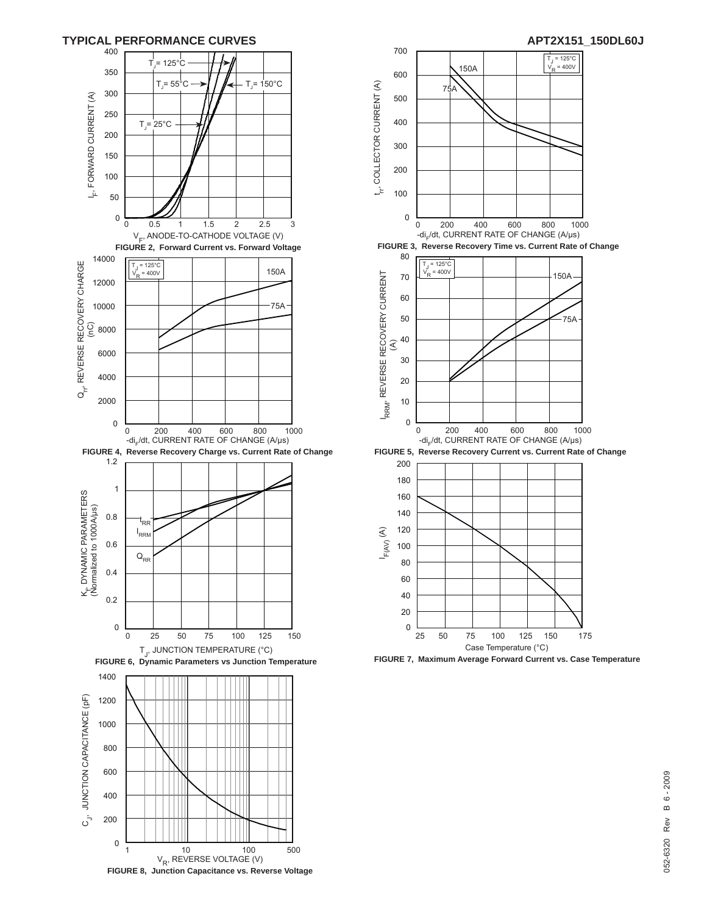## TYPICAL PERFORMANCE CURVES

FIGURE 2, Forward Current vs. Forward Voltage

FIGURE 3, Reverse Recovery Time vs. Current Rate of Change

FIGURE 4, Reverse Recovery Charge vs. Current Rate of Change

FIGURE 5, Reverse Recovery Current vs. Current Rate of Change

FIGURE 6, Dynamic Parameters vs Junction Temperature

FIGURE 7, Maximum Average Forward Current vs. Case Temperature

FIGURE 8, Junction Capacitance vs. Reverse Voltage

052-6320 Rev B 6 - 2009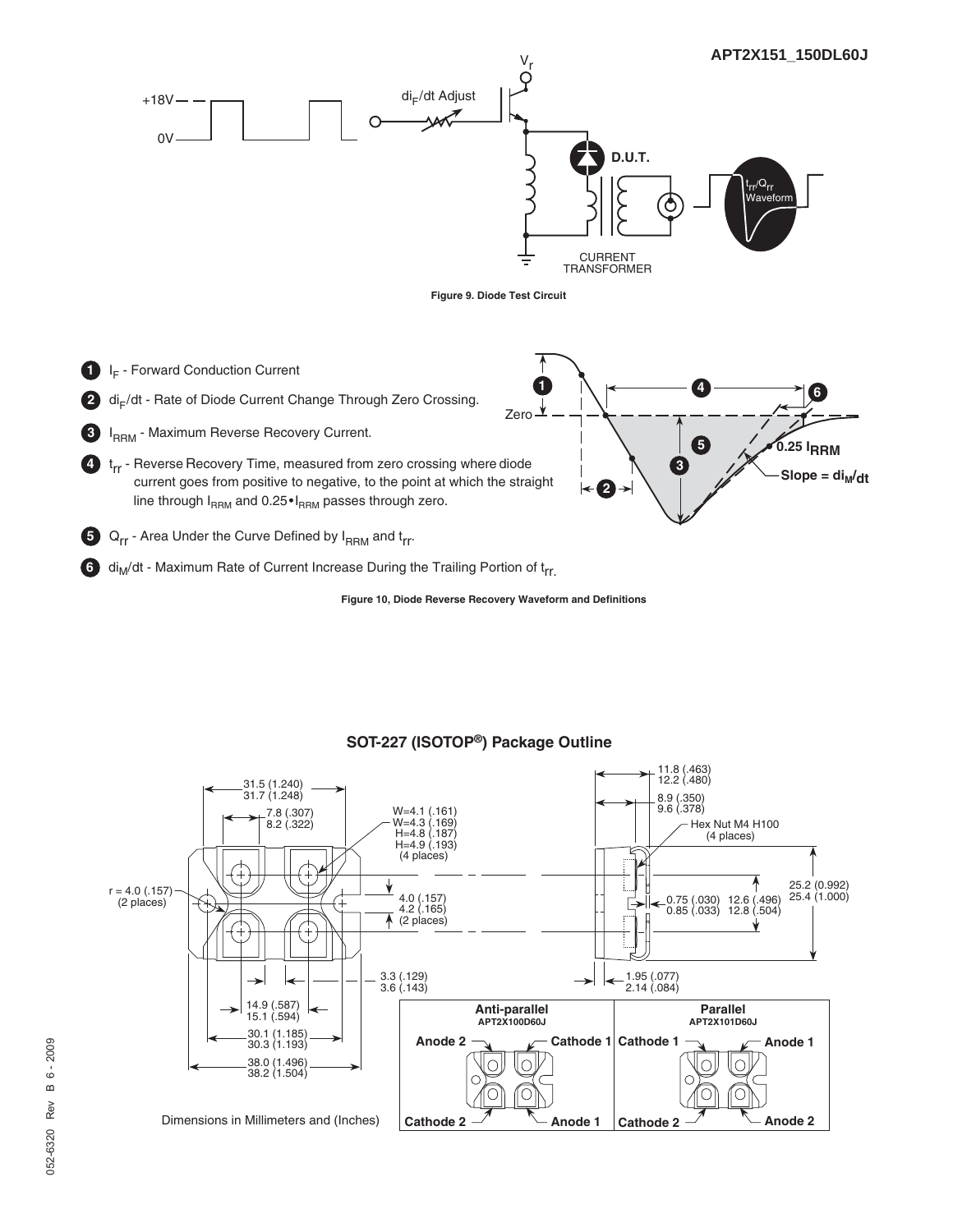Vr

+18V

0V

$di_F$/dt Adjust

D.U.T.

$t_{rr}/Q_{rr}$ Waveform

CURRENT TRANSFORMER

**Figure 9. Diode Test Circuit**

1. $I_F$ - Forward Conduction Current
2. $di_F/dt$ - Rate of Diode Current Change Through Zero Crossing.
3. $I_{RRM}$ - Maximum Reverse Recovery Current.
4. $t_{rr}$ - Reverse Recovery Time, measured from zero crossing where diode current goes from positive to negative, to the point at which the straight line through $I_{RRM}$ and $0.25 \bullet I_{RRM}$ passes through zero.
5. $Q_{rr}$ - Area Under the Curve Defined by $I_{RRM}$ and $t_{rr}$.
6. $di_M/dt$ - Maximum Rate of Current Increase During the Trailing Portion of $t_{rr}$.

Zero

0.25 $I_{RRM}$

Slope = $di_M/dt$

**Figure 10, Diode Reverse Recovery Waveform and Definitions**

## SOT-227 (ISOTOP®) Package Outline

31.5 (1.240)
31.7 (1.248)

7.8 (.307)
8.2 (.322)

W=4.1 (.161)
W=4.3 (.169)
H=4.8 (.187)
H=4.9 (.193)
(4 places)

r = 4.0 (.157)
(2 places)

4.0 (.157)
4.2 (.165)
(2 places)

3.3 (.129)
3.6 (.143)

14.9 (.587)
15.1 (.594)

30.1 (1.185)
30.3 (1.193)

38.0 (1.496)
38.2 (1.504)

11.8 (.463)
12.2 (.480)

8.9 (.350)
9.6 (.378)

Hex Nut M4 H100
(4 places)

25.2 (0.992)
25.4 (1.000)

0.75 (.030)
0.85 (.033)

12.6 (.496)
12.8 (.504)

1.95 (.077)
2.14 (.084)

**Anti-parallel**
**APT2X100D60J**

Anode 2, Cathode 1, Cathode 2, Anode 1

**Parallel**
**APT2X101D60J**

Cathode 1, Anode 1, Cathode 2, Anode 2

Dimensions in Millimeters and (Inches)